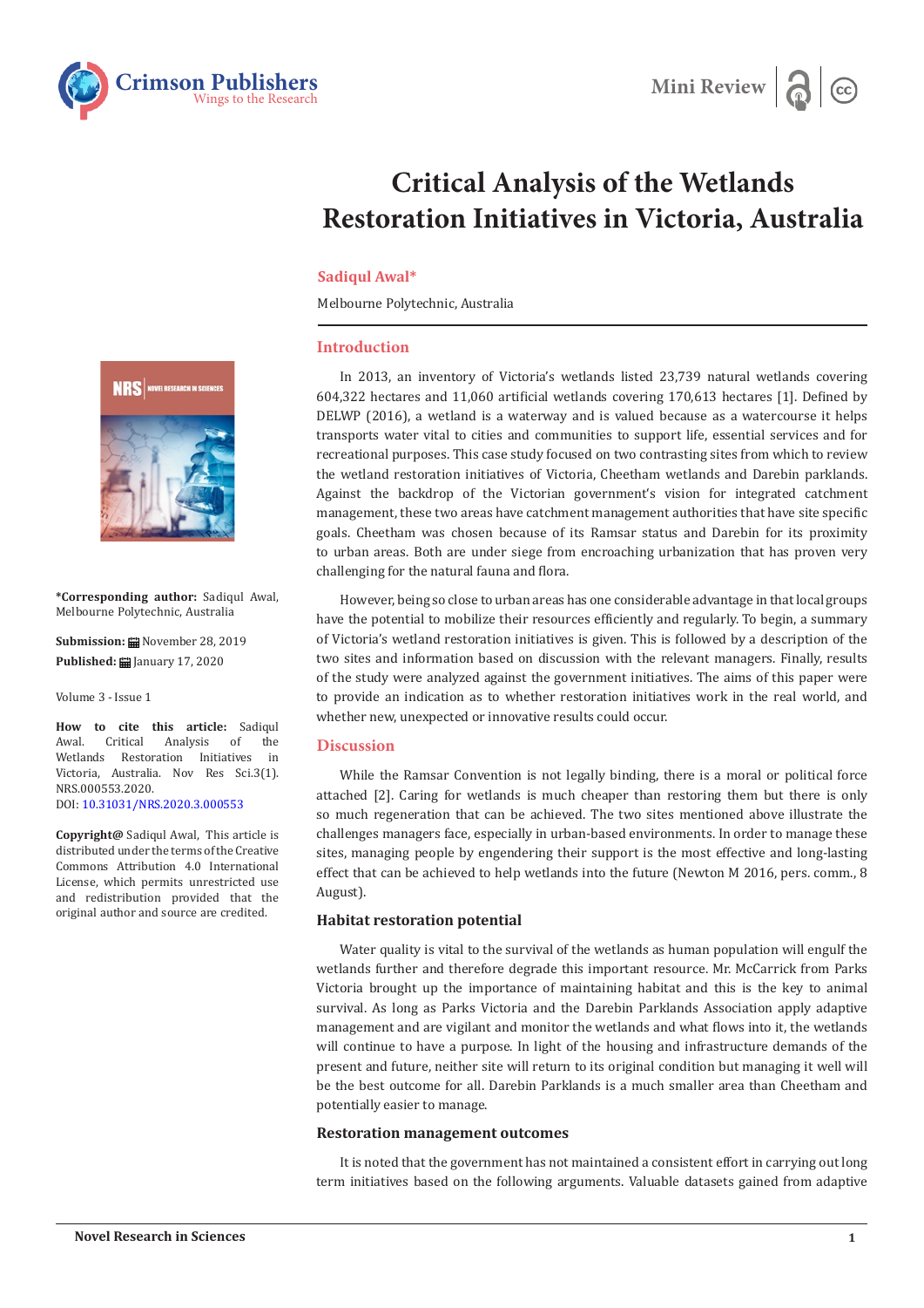# Critical Analysis of the Wetlands Restoration Initiatives in Victoria, Australia

**Sadiqul Awal***

Melbourne Polytechnic, Australia

**\*Corresponding author:** Sadiqul Awal, Melbourne Polytechnic, Australia

**Submission:** November 28, 2019

**Published:** January 17, 2020

Volume 3 - Issue 1

**How to cite this article:** Sadiqul Awal. Critical Analysis of the Wetlands Restoration Initiatives in Victoria, Australia. Nov Res Sci.3(1). NRS.000553.2020. DOI: 10.31031/NRS.2020.3.000553

**Copyright@** Sadiqul Awal, This article is distributed under the terms of the Creative Commons Attribution 4.0 International License, which permits unrestricted use and redistribution provided that the original author and source are credited.

## Introduction

In 2013, an inventory of Victoria's wetlands listed 23,739 natural wetlands covering 604,322 hectares and 11,060 artificial wetlands covering 170,613 hectares [1]. Defined by DELWP (2016), a wetland is a waterway and is valued because as a watercourse it helps transports water vital to cities and communities to support life, essential services and for recreational purposes. This case study focused on two contrasting sites from which to review the wetland restoration initiatives of Victoria, Cheetham wetlands and Darebin parklands. Against the backdrop of the Victorian government's vision for integrated catchment management, these two areas have catchment management authorities that have site specific goals. Cheetham was chosen because of its Ramsar status and Darebin for its proximity to urban areas. Both are under siege from encroaching urbanization that has proven very challenging for the natural fauna and flora.

However, being so close to urban areas has one considerable advantage in that local groups have the potential to mobilize their resources efficiently and regularly. To begin, a summary of Victoria's wetland restoration initiatives is given. This is followed by a description of the two sites and information based on discussion with the relevant managers. Finally, results of the study were analyzed against the government initiatives. The aims of this paper were to provide an indication as to whether restoration initiatives work in the real world, and whether new, unexpected or innovative results could occur.

## Discussion

While the Ramsar Convention is not legally binding, there is a moral or political force attached [2]. Caring for wetlands is much cheaper than restoring them but there is only so much regeneration that can be achieved. The two sites mentioned above illustrate the challenges managers face, especially in urban-based environments. In order to manage these sites, managing people by engendering their support is the most effective and long-lasting effect that can be achieved to help wetlands into the future (Newton M 2016, pers. comm., 8 August).

### Habitat restoration potential

Water quality is vital to the survival of the wetlands as human population will engulf the wetlands further and therefore degrade this important resource. Mr. McCarrick from Parks Victoria brought up the importance of maintaining habitat and this is the key to animal survival. As long as Parks Victoria and the Darebin Parklands Association apply adaptive management and are vigilant and monitor the wetlands and what flows into it, the wetlands will continue to have a purpose. In light of the housing and infrastructure demands of the present and future, neither site will return to its original condition but managing it well will be the best outcome for all. Darebin Parklands is a much smaller area than Cheetham and potentially easier to manage.

### Restoration management outcomes

It is noted that the government has not maintained a consistent effort in carrying out long term initiatives based on the following arguments. Valuable datasets gained from adaptive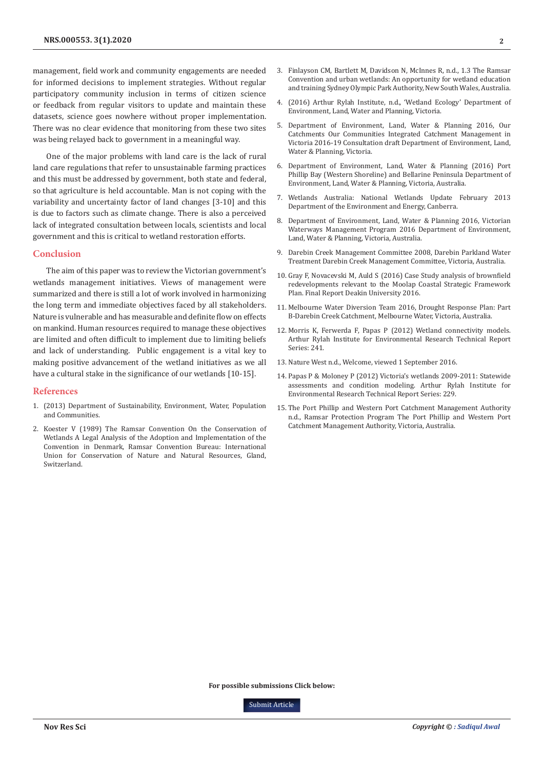management, field work and community engagements are needed for informed decisions to implement strategies. Without regular participatory community inclusion in terms of citizen science or feedback from regular visitors to update and maintain these datasets, science goes nowhere without proper implementation. There was no clear evidence that monitoring from these two sites was being relayed back to government in a meaningful way.

One of the major problems with land care is the lack of rural land care regulations that refer to unsustainable farming practices and this must be addressed by government, both state and federal, so that agriculture is held accountable. Man is not coping with the variability and uncertainty factor of land changes [3-10] and this is due to factors such as climate change. There is also a perceived lack of integrated consultation between locals, scientists and local government and this is critical to wetland restoration efforts.

## Conclusion

The aim of this paper was to review the Victorian government's wetlands management initiatives. Views of management were summarized and there is still a lot of work involved in harmonizing the long term and immediate objectives faced by all stakeholders. Nature is vulnerable and has measurable and definite flow on effects on mankind. Human resources required to manage these objectives are limited and often difficult to implement due to limiting beliefs and lack of understanding. Public engagement is a vital key to making positive advancement of the wetland initiatives as we all have a cultural stake in the significance of our wetlands [10-15].

## References

1. (2013) Department of Sustainability, Environment, Water, Population and Communities.
2. Koester V (1989) The Ramsar Convention On the Conservation of Wetlands A Legal Analysis of the Adoption and Implementation of the Convention in Denmark, Ramsar Convention Bureau: International Union for Conservation of Nature and Natural Resources, Gland, Switzerland.
3. Finlayson CM, Bartlett M, Davidson N, McInnes R, n.d., 1.3 The Ramsar Convention and urban wetlands: An opportunity for wetland education and training Sydney Olympic Park Authority, New South Wales, Australia.
4. (2016) Arthur Rylah Institute, n.d., 'Wetland Ecology' Department of Environment, Land, Water and Planning, Victoria.
5. Department of Environment, Land, Water & Planning 2016, Our Catchments Our Communities Integrated Catchment Management in Victoria 2016-19 Consultation draft Department of Environment, Land, Water & Planning, Victoria.
6. Department of Environment, Land, Water & Planning (2016) Port Phillip Bay (Western Shoreline) and Bellarine Peninsula Department of Environment, Land, Water & Planning, Victoria, Australia.
7. Wetlands Australia: National Wetlands Update February 2013 Department of the Environment and Energy, Canberra.
8. Department of Environment, Land, Water & Planning 2016, Victorian Waterways Management Program 2016 Department of Environment, Land, Water & Planning, Victoria, Australia.
9. Darebin Creek Management Committee 2008, Darebin Parkland Water Treatment Darebin Creek Management Committee, Victoria, Australia.
10. Gray F, Novacevski M, Auld S (2016) Case Study analysis of brownfield redevelopments relevant to the Moolap Coastal Strategic Framework Plan. Final Report Deakin University 2016.
11. Melbourne Water Diversion Team 2016, Drought Response Plan: Part B-Darebin Creek Catchment, Melbourne Water, Victoria, Australia.
12. Morris K, Ferwerda F, Papas P (2012) Wetland connectivity models. Arthur Rylah Institute for Environmental Research Technical Report Series: 241.
13. Nature West n.d., Welcome, viewed 1 September 2016.
14. Papas P & Moloney P (2012) Victoria's wetlands 2009-2011: Statewide assessments and condition modeling. Arthur Rylah Institute for Environmental Research Technical Report Series: 229.
15. The Port Phillip and Western Port Catchment Management Authority n.d., Ramsar Protection Program The Port Phillip and Western Port Catchment Management Authority, Victoria, Australia.

**For possible submissions Click below:**

Submit Article